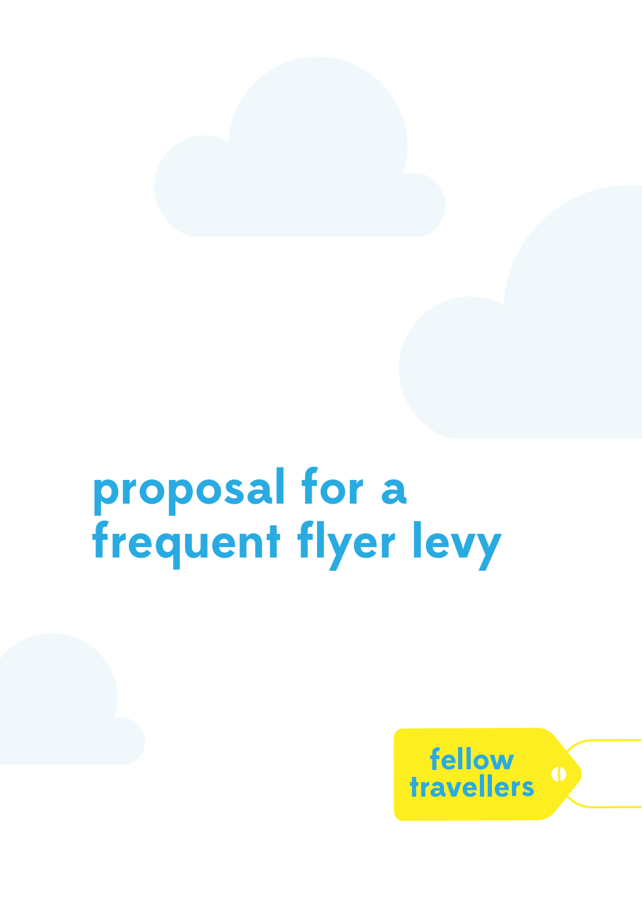# proposal for a frequent flyer levy

fellow travellers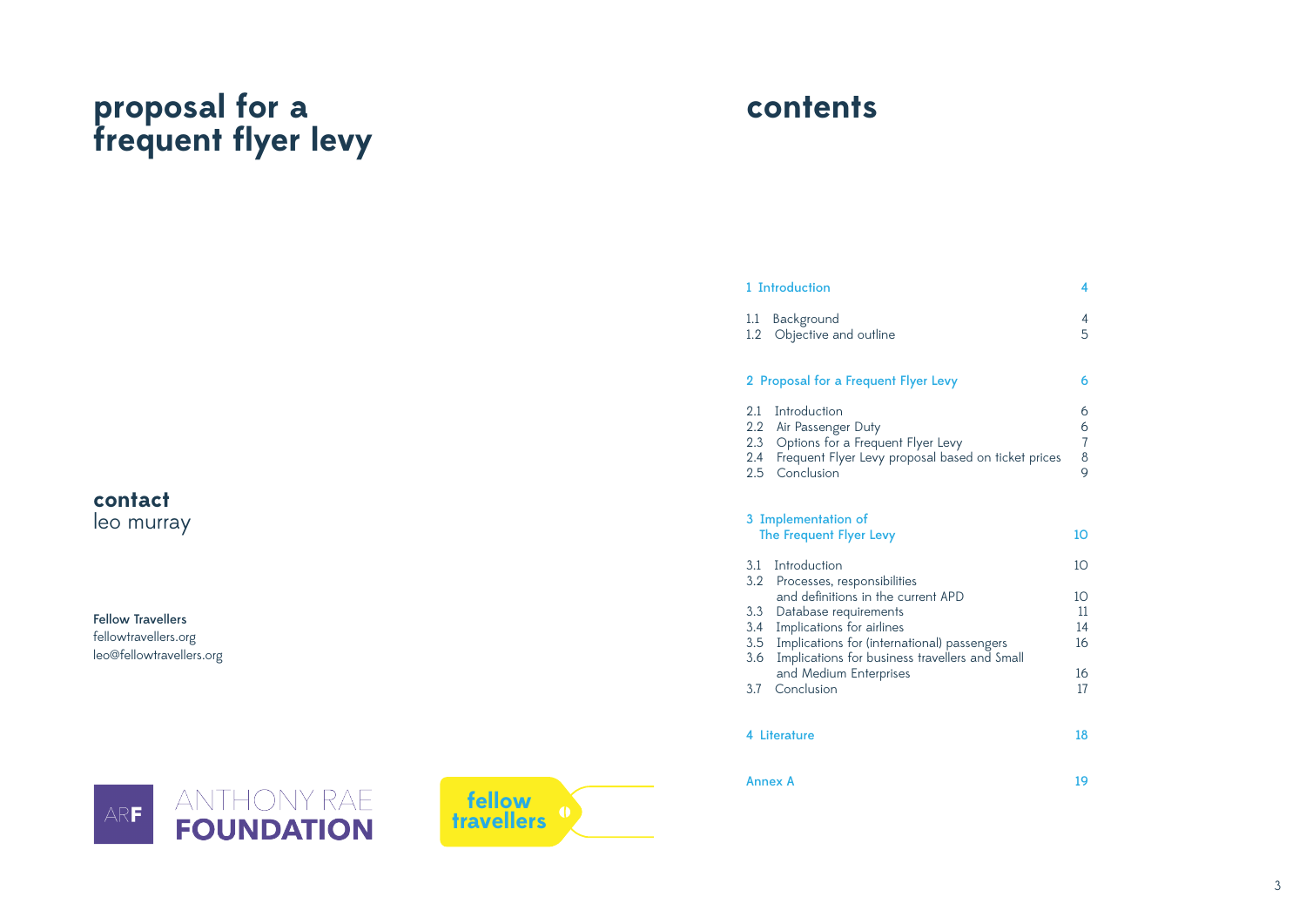# proposal for a frequent flyer levy

**contact**
leo murray

**Fellow Travellers**
fellowtravellers.org
leo@fellowtravellers.org

ANTHONY RAE FOUNDATION

fellow travellers

# contents

| | |
|---|---|
| **1 Introduction** | **4** |
| 1.1 Background | 4 |
| 1.2 Objective and outline | 5 |
| **2 Proposal for a Frequent Flyer Levy** | **6** |
| 2.1 Introduction | 6 |
| 2.2 Air Passenger Duty | 6 |
| 2.3 Options for a Frequent Flyer Levy | 7 |
| 2.4 Frequent Flyer Levy proposal based on ticket prices | 8 |
| 2.5 Conclusion | 9 |
| **3 Implementation of The Frequent Flyer Levy** | **10** |
| 3.1 Introduction | 10 |
| 3.2 Processes, responsibilities and definitions in the current APD | 10 |
| 3.3 Database requirements | 11 |
| 3.4 Implications for airlines | 14 |
| 3.5 Implications for (international) passengers | 16 |
| 3.6 Implications for business travellers and Small and Medium Enterprises | 16 |
| 3.7 Conclusion | 17 |
| **4 Literature** | **18** |
| **Annex A** | **19** |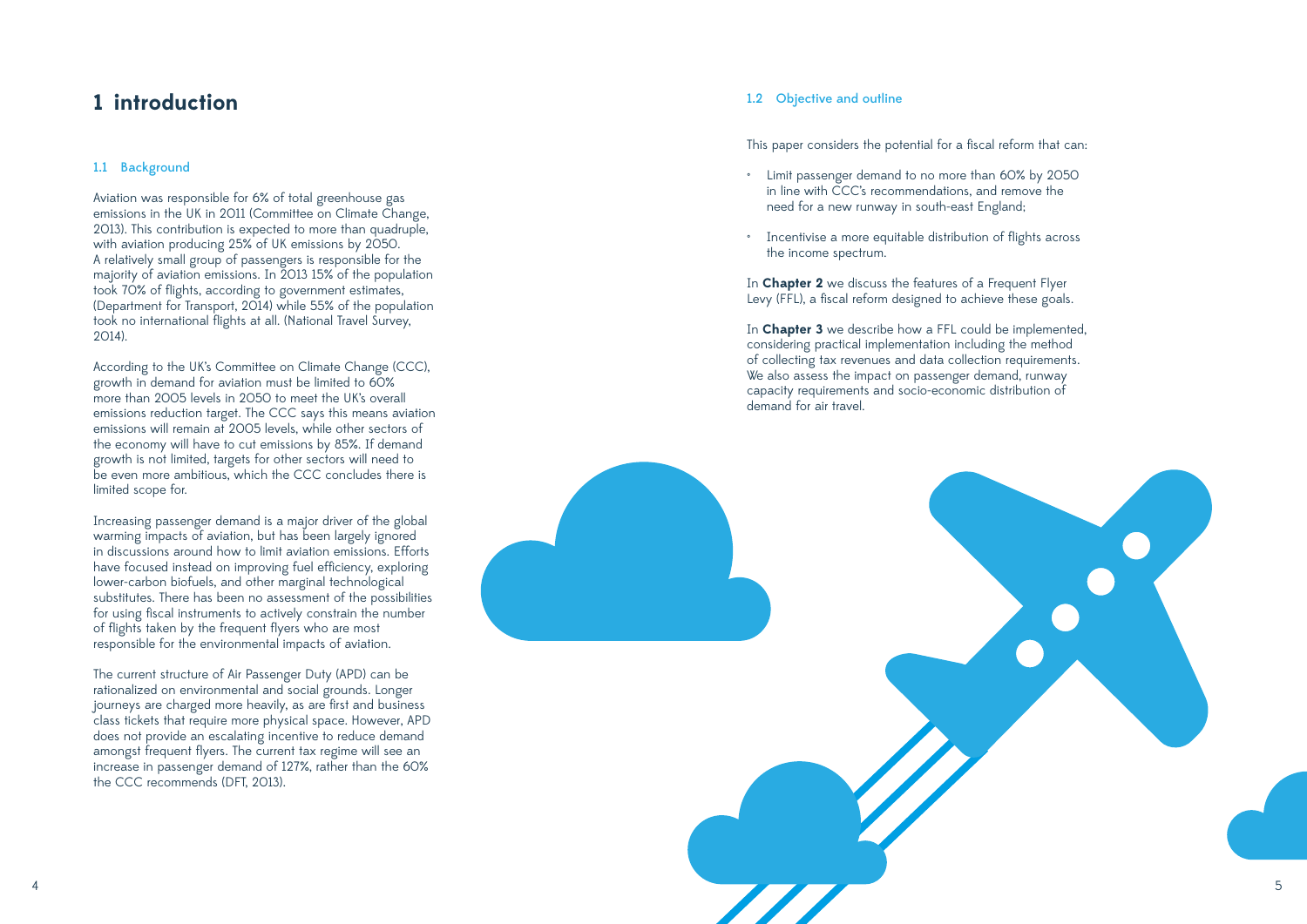# 1 introduction

## 1.1 Background

Aviation was responsible for 6% of total greenhouse gas emissions in the UK in 2011 (Committee on Climate Change, 2013). This contribution is expected to more than quadruple, with aviation producing 25% of UK emissions by 2050. A relatively small group of passengers is responsible for the majority of aviation emissions. In 2013 15% of the population took 70% of flights, according to government estimates, (Department for Transport, 2014) while 55% of the population took no international flights at all. (National Travel Survey, 2014).

According to the UK's Committee on Climate Change (CCC), growth in demand for aviation must be limited to 60% more than 2005 levels in 2050 to meet the UK's overall emissions reduction target. The CCC says this means aviation emissions will remain at 2005 levels, while other sectors of the economy will have to cut emissions by 85%. If demand growth is not limited, targets for other sectors will need to be even more ambitious, which the CCC concludes there is limited scope for.

Increasing passenger demand is a major driver of the global warming impacts of aviation, but has been largely ignored in discussions around how to limit aviation emissions. Efforts have focused instead on improving fuel efficiency, exploring lower-carbon biofuels, and other marginal technological substitutes. There has been no assessment of the possibilities for using fiscal instruments to actively constrain the number of flights taken by the frequent flyers who are most responsible for the environmental impacts of aviation.

The current structure of Air Passenger Duty (APD) can be rationalized on environmental and social grounds. Longer journeys are charged more heavily, as are first and business class tickets that require more physical space. However, APD does not provide an escalating incentive to reduce demand amongst frequent flyers. The current tax regime will see an increase in passenger demand of 127%, rather than the 60% the CCC recommends (DFT, 2013).

## 1.2 Objective and outline

This paper considers the potential for a fiscal reform that can:

- Limit passenger demand to no more than 60% by 2050 in line with CCC's recommendations, and remove the need for a new runway in south-east England;
- Incentivise a more equitable distribution of flights across the income spectrum.

In **Chapter 2** we discuss the features of a Frequent Flyer Levy (FFL), a fiscal reform designed to achieve these goals.

In **Chapter 3** we describe how a FFL could be implemented, considering practical implementation including the method of collecting tax revenues and data collection requirements. We also assess the impact on passenger demand, runway capacity requirements and socio-economic distribution of demand for air travel.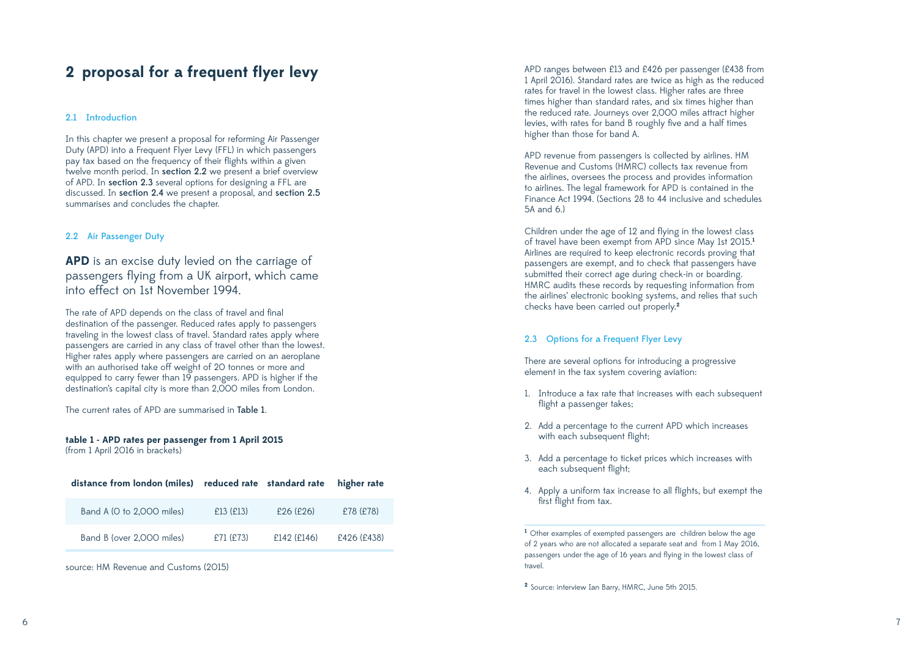# 2 proposal for a frequent flyer levy

## 2.1 Introduction

In this chapter we present a proposal for reforming Air Passenger Duty (APD) into a Frequent Flyer Levy (FFL) in which passengers pay tax based on the frequency of their flights within a given twelve month period. In **section 2.2** we present a brief overview of APD. In **section 2.3** several options for designing a FFL are discussed. In **section 2.4** we present a proposal, and **section 2.5** summarises and concludes the chapter.

## 2.2 Air Passenger Duty

**APD** is an excise duty levied on the carriage of passengers flying from a UK airport, which came into effect on 1st November 1994.

The rate of APD depends on the class of travel and final destination of the passenger. Reduced rates apply to passengers traveling in the lowest class of travel. Standard rates apply where passengers are carried in any class of travel other than the lowest. Higher rates apply where passengers are carried on an aeroplane with an authorised take off weight of 20 tonnes or more and equipped to carry fewer than 19 passengers. APD is higher if the destination's capital city is more than 2,000 miles from London.

The current rates of APD are summarised in **Table 1**.

**table 1 - APD rates per passenger from 1 April 2015**
(from 1 April 2016 in brackets)

| distance from london (miles) | reduced rate | standard rate | higher rate |
|---|---|---|---|
| Band A (0 to 2,000 miles) | £13 (£13) | £26 (£26) | £78 (£78) |
| Band B (over 2,000 miles) | £71 (£73) | £142 (£146) | £426 (£438) |

source: HM Revenue and Customs (2015)

APD ranges between £13 and £426 per passenger (£438 from 1 April 2016). Standard rates are twice as high as the reduced rates for travel in the lowest class. Higher rates are three times higher than standard rates, and six times higher than the reduced rate. Journeys over 2,000 miles attract higher levies, with rates for band B roughly five and a half times higher than those for band A.

APD revenue from passengers is collected by airlines. HM Revenue and Customs (HMRC) collects tax revenue from the airlines, oversees the process and provides information to airlines. The legal framework for APD is contained in the Finance Act 1994. (Sections 28 to 44 inclusive and schedules 5A and 6.)

Children under the age of 12 and flying in the lowest class of travel have been exempt from APD since May 1st 2015.[1] Airlines are required to keep electronic records proving that passengers are exempt, and to check that passengers have submitted their correct age during check-in or boarding. HMRC audits these records by requesting information from the airlines' electronic booking systems, and relies that such checks have been carried out properly.[2]

## 2.3 Options for a Frequent Flyer Levy

There are several options for introducing a progressive element in the tax system covering aviation:

1. Introduce a tax rate that increases with each subsequent flight a passenger takes;
2. Add a percentage to the current APD which increases with each subsequent flight;
3. Add a percentage to ticket prices which increases with each subsequent flight;
4. Apply a uniform tax increase to all flights, but exempt the first flight from tax.

---

[1] Other examples of exempted passengers are children below the age of 2 years who are not allocated a separate seat and from 1 May 2016, passengers under the age of 16 years and flying in the lowest class of travel.

[2] Source: interview Ian Barry, HMRC, June 5th 2015.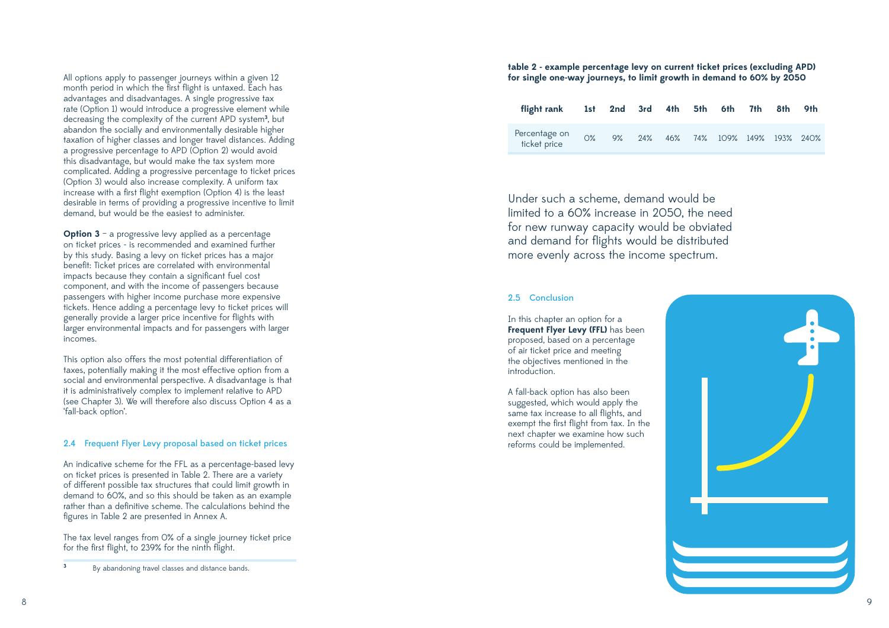All options apply to passenger journeys within a given 12 month period in which the first flight is untaxed. Each has advantages and disadvantages. A single progressive tax rate (Option 1) would introduce a progressive element while decreasing the complexity of the current APD system[3], but abandon the socially and environmentally desirable higher taxation of higher classes and longer travel distances. Adding a progressive percentage to APD (Option 2) would avoid this disadvantage, but would make the tax system more complicated. Adding a progressive percentage to ticket prices (Option 3) would also increase complexity. A uniform tax increase with a first flight exemption (Option 4) is the least desirable in terms of providing a progressive incentive to limit demand, but would be the easiest to administer.

**Option 3** – a progressive levy applied as a percentage on ticket prices - is recommended and examined further by this study. Basing a levy on ticket prices has a major benefit: Ticket prices are correlated with environmental impacts because they contain a significant fuel cost component, and with the income of passengers because passengers with higher income purchase more expensive tickets. Hence adding a percentage levy to ticket prices will generally provide a larger price incentive for flights with larger environmental impacts and for passengers with larger incomes.

This option also offers the most potential differentiation of taxes, potentially making it the most effective option from a social and environmental perspective. A disadvantage is that it is administratively complex to implement relative to APD (see Chapter 3). We will therefore also discuss Option 4 as a 'fall-back option'.

## 2.4 Frequent Flyer Levy proposal based on ticket prices

An indicative scheme for the FFL as a percentage-based levy on ticket prices is presented in Table 2. There are a variety of different possible tax structures that could limit growth in demand to 60%, and so this should be taken as an example rather than a definitive scheme. The calculations behind the figures in Table 2 are presented in Annex A.

The tax level ranges from 0% of a single journey ticket price for the first flight, to 239% for the ninth flight.

[3] By abandoning travel classes and distance bands.

**table 2 - example percentage levy on current ticket prices (excluding APD) for single one-way journeys, to limit growth in demand to 60% by 2050**

| flight rank | 1st | 2nd | 3rd | 4th | 5th | 6th | 7th | 8th | 9th |
|---|---|---|---|---|---|---|---|---|---|
| Percentage on ticket price | 0% | 9% | 24% | 46% | 74% | 109% | 149% | 193% | 240% |

Under such a scheme, demand would be limited to a 60% increase in 2050, the need for new runway capacity would be obviated and demand for flights would be distributed more evenly across the income spectrum.

## 2.5 Conclusion

In this chapter an option for a **Frequent Flyer Levy (FFL)** has been proposed, based on a percentage of air ticket price and meeting the objectives mentioned in the introduction.

A fall-back option has also been suggested, which would apply the same tax increase to all flights, and exempt the first flight from tax. In the next chapter we examine how such reforms could be implemented.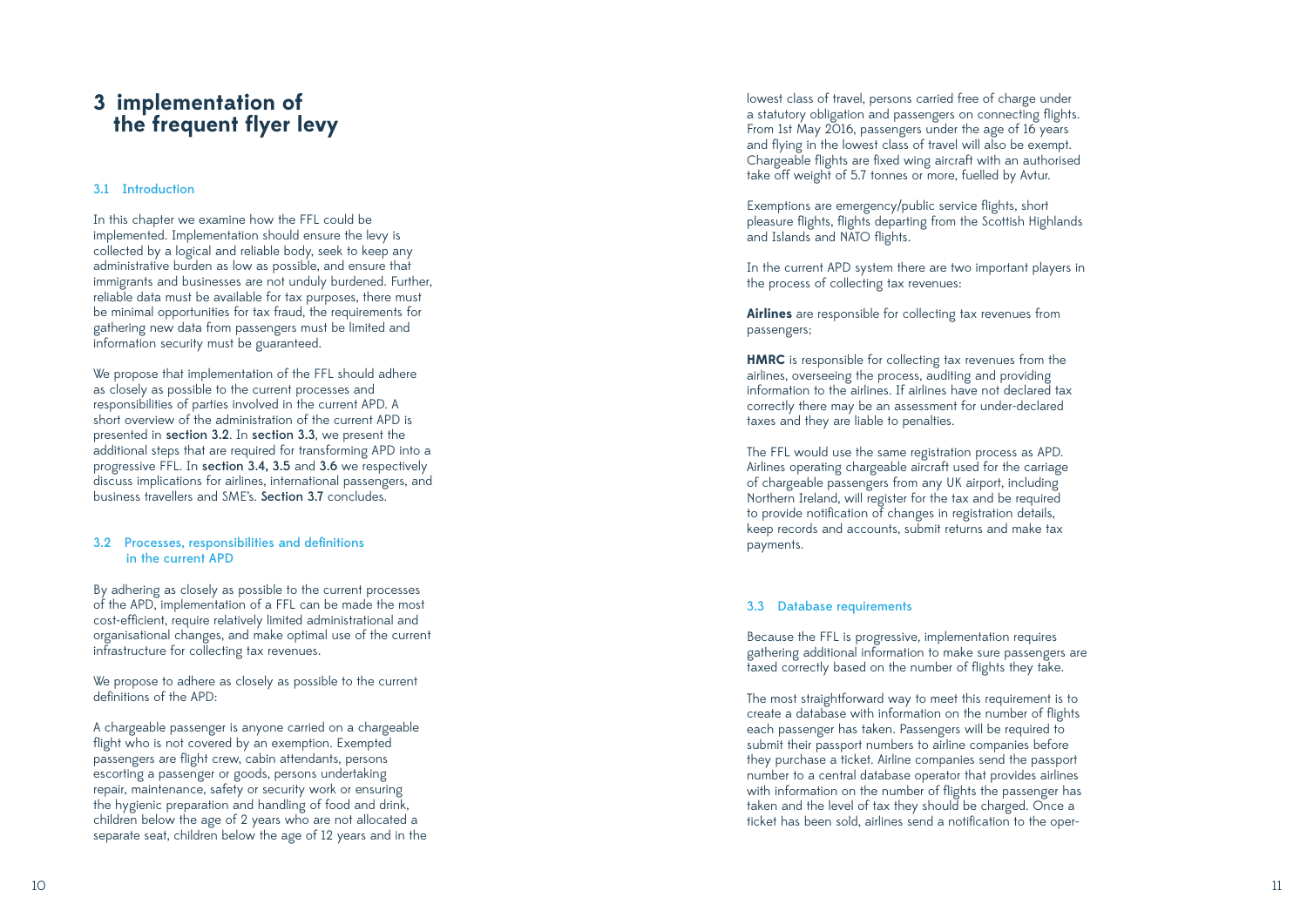# 3 implementation of the frequent flyer levy

## 3.1 Introduction

In this chapter we examine how the FFL could be implemented. Implementation should ensure the levy is collected by a logical and reliable body, seek to keep any administrative burden as low as possible, and ensure that immigrants and businesses are not unduly burdened. Further, reliable data must be available for tax purposes, there must be minimal opportunities for tax fraud, the requirements for gathering new data from passengers must be limited and information security must be guaranteed.

We propose that implementation of the FFL should adhere as closely as possible to the current processes and responsibilities of parties involved in the current APD. A short overview of the administration of the current APD is presented in **section 3.2**. In **section 3.3**, we present the additional steps that are required for transforming APD into a progressive FFL. In **section 3.4, 3.5** and **3.6** we respectively discuss implications for airlines, international passengers, and business travellers and SME's. **Section 3.7** concludes.

## 3.2 Processes, responsibilities and definitions in the current APD

By adhering as closely as possible to the current processes of the APD, implementation of a FFL can be made the most cost-efficient, require relatively limited administrational and organisational changes, and make optimal use of the current infrastructure for collecting tax revenues.

We propose to adhere as closely as possible to the current definitions of the APD:

A chargeable passenger is anyone carried on a chargeable flight who is not covered by an exemption. Exempted passengers are flight crew, cabin attendants, persons escorting a passenger or goods, persons undertaking repair, maintenance, safety or security work or ensuring the hygienic preparation and handling of food and drink, children below the age of 2 years who are not allocated a separate seat, children below the age of 12 years and in the lowest class of travel, persons carried free of charge under a statutory obligation and passengers on connecting flights. From 1st May 2016, passengers under the age of 16 years and flying in the lowest class of travel will also be exempt. Chargeable flights are fixed wing aircraft with an authorised take off weight of 5.7 tonnes or more, fuelled by Avtur.

Exemptions are emergency/public service flights, short pleasure flights, flights departing from the Scottish Highlands and Islands and NATO flights.

In the current APD system there are two important players in the process of collecting tax revenues:

**Airlines** are responsible for collecting tax revenues from passengers;

**HMRC** is responsible for collecting tax revenues from the airlines, overseeing the process, auditing and providing information to the airlines. If airlines have not declared tax correctly there may be an assessment for under-declared taxes and they are liable to penalties.

The FFL would use the same registration process as APD. Airlines operating chargeable aircraft used for the carriage of chargeable passengers from any UK airport, including Northern Ireland, will register for the tax and be required to provide notification of changes in registration details, keep records and accounts, submit returns and make tax payments.

## 3.3 Database requirements

Because the FFL is progressive, implementation requires gathering additional information to make sure passengers are taxed correctly based on the number of flights they take.

The most straightforward way to meet this requirement is to create a database with information on the number of flights each passenger has taken. Passengers will be required to submit their passport numbers to airline companies before they purchase a ticket. Airline companies send the passport number to a central database operator that provides airlines with information on the number of flights the passenger has taken and the level of tax they should be charged. Once a ticket has been sold, airlines send a notification to the oper-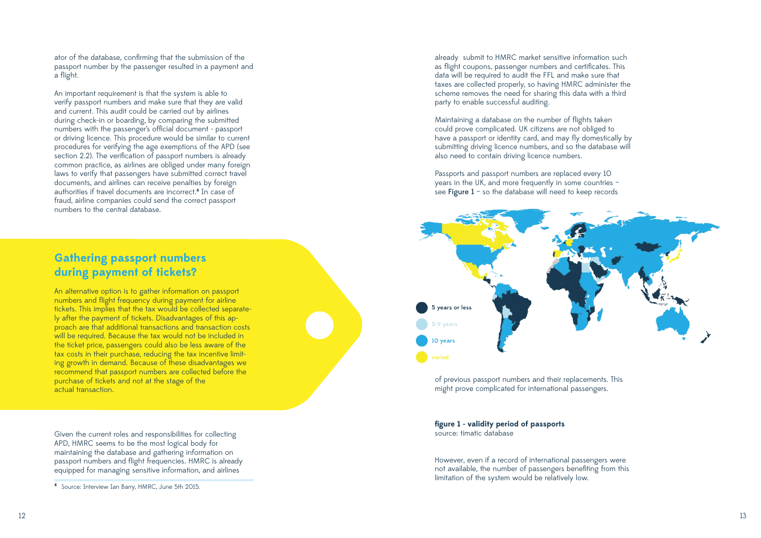ator of the database, confirming that the submission of the passport number by the passenger resulted in a payment and a flight.

An important requirement is that the system is able to verify passport numbers and make sure that they are valid and current. This audit could be carried out by airlines during check-in or boarding, by comparing the submitted numbers with the passenger's official document - passport or driving licence. This procedure would be similar to current procedures for verifying the age exemptions of the APD (see section 2.2). The verification of passport numbers is already common practice, as airlines are obliged under many foreign laws to verify that passengers have submitted correct travel documents, and airlines can receive penalties by foreign authorities if travel documents are incorrect.[4] In case of fraud, airline companies could send the correct passport numbers to the central database.

## Gathering passport numbers during payment of tickets?

An alternative option is to gather information on passport numbers and flight frequency during payment for airline tickets. This implies that the tax would be collected separately after the payment of tickets. Disadvantages of this approach are that additional transactions and transaction costs will be required. Because the tax would not be included in the ticket price, passengers could also be less aware of the tax costs in their purchase, reducing the tax incentive limiting growth in demand. Because of these disadvantages we recommend that passport numbers are collected before the purchase of tickets and not at the stage of the actual transaction.

Given the current roles and responsibilities for collecting APD, HMRC seems to be the most logical body for maintaining the database and gathering information on passport numbers and flight frequencies. HMRC is already equipped for managing sensitive information, and airlines already submit to HMRC market sensitive information such as flight coupons, passenger numbers and certificates. This data will be required to audit the FFL and make sure that taxes are collected properly, so having HMRC administer the scheme removes the need for sharing this data with a third party to enable successful auditing.

Maintaining a database on the number of flights taken could prove complicated. UK citizens are not obliged to have a passport or identity card, and may fly domestically by submitting driving licence numbers, and so the database will also need to contain driving licence numbers.

Passports and passport numbers are replaced every 10 years in the UK, and more frequently in some countries – see **Figure 1** – so the database will need to keep records of previous passport numbers and their replacements. This might prove complicated for international passengers.

5 years or less
5-9 years
10 years
varied

**figure 1 - validity period of passports**
source: timatic database

However, even if a record of international passengers were not available, the number of passengers benefiting from this limitation of the system would be relatively low.

[4] Source: Interview Ian Barry, HMRC, June 5th 2015.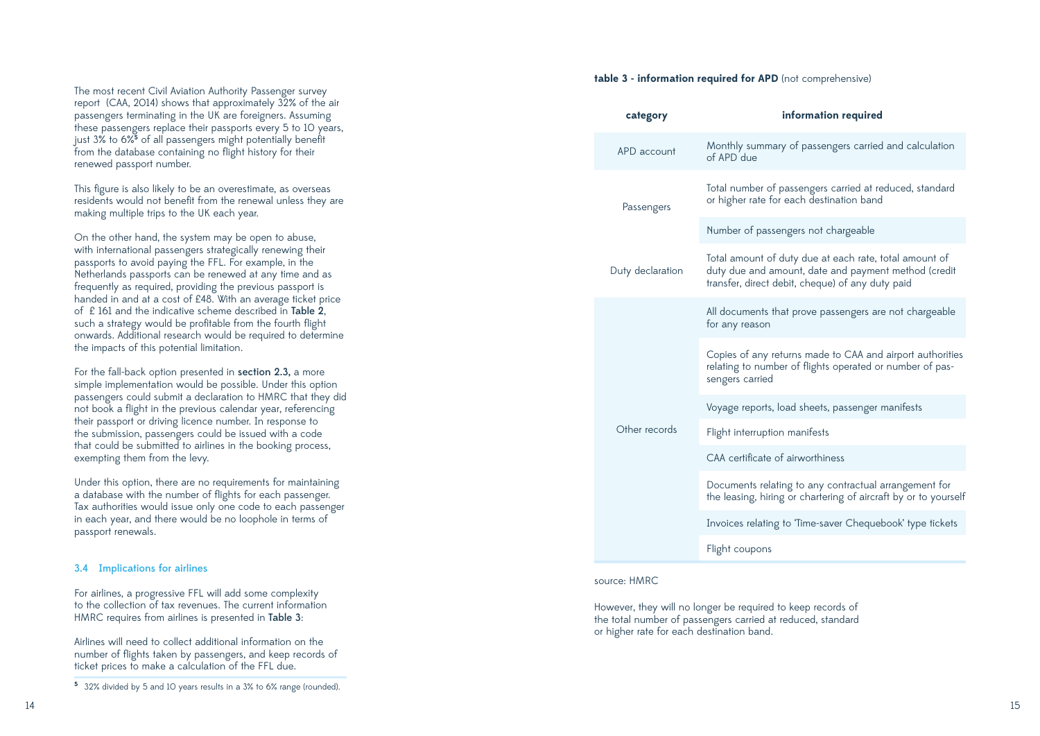The most recent Civil Aviation Authority Passenger survey report (CAA, 2014) shows that approximately 32% of the air passengers terminating in the UK are foreigners. Assuming these passengers replace their passports every 5 to 10 years, just 3% to 6%[5] of all passengers might potentially benefit from the database containing no flight history for their renewed passport number.

This figure is also likely to be an overestimate, as overseas residents would not benefit from the renewal unless they are making multiple trips to the UK each year.

On the other hand, the system may be open to abuse, with international passengers strategically renewing their passports to avoid paying the FFL. For example, in the Netherlands passports can be renewed at any time and as frequently as required, providing the previous passport is handed in and at a cost of £48. With an average ticket price of £ 161 and the indicative scheme described in **Table 2**, such a strategy would be profitable from the fourth flight onwards. Additional research would be required to determine the impacts of this potential limitation.

For the fall-back option presented in **section 2.3,** a more simple implementation would be possible. Under this option passengers could submit a declaration to HMRC that they did not book a flight in the previous calendar year, referencing their passport or driving licence number. In response to the submission, passengers could be issued with a code that could be submitted to airlines in the booking process, exempting them from the levy.

Under this option, there are no requirements for maintaining a database with the number of flights for each passenger. Tax authorities would issue only one code to each passenger in each year, and there would be no loophole in terms of passport renewals.

### 3.4 Implications for airlines

For airlines, a progressive FFL will add some complexity to the collection of tax revenues. The current information HMRC requires from airlines is presented in **Table 3**:

Airlines will need to collect additional information on the number of flights taken by passengers, and keep records of ticket prices to make a calculation of the FFL due.

[5] 32% divided by 5 and 10 years results in a 3% to 6% range (rounded).

**table 3 - information required for APD** (not comprehensive)

| category | information required |
|---|---|
| APD account | Monthly summary of passengers carried and calculation of APD due |
| Passengers | Total number of passengers carried at reduced, standard or higher rate for each destination band |
| | Number of passengers not chargeable |
| Duty declaration | Total amount of duty due at each rate, total amount of duty due and amount, date and payment method (credit transfer, direct debit, cheque) of any duty paid |
| Other records | All documents that prove passengers are not chargeable for any reason |
| | Copies of any returns made to CAA and airport authorities relating to number of flights operated or number of passengers carried |
| | Voyage reports, load sheets, passenger manifests |
| | Flight interruption manifests |
| | CAA certificate of airworthiness |
| | Documents relating to any contractual arrangement for the leasing, hiring or chartering of aircraft by or to yourself |
| | Invoices relating to 'Time-saver Chequebook' type tickets |
| | Flight coupons |

source: HMRC

However, they will no longer be required to keep records of the total number of passengers carried at reduced, standard or higher rate for each destination band.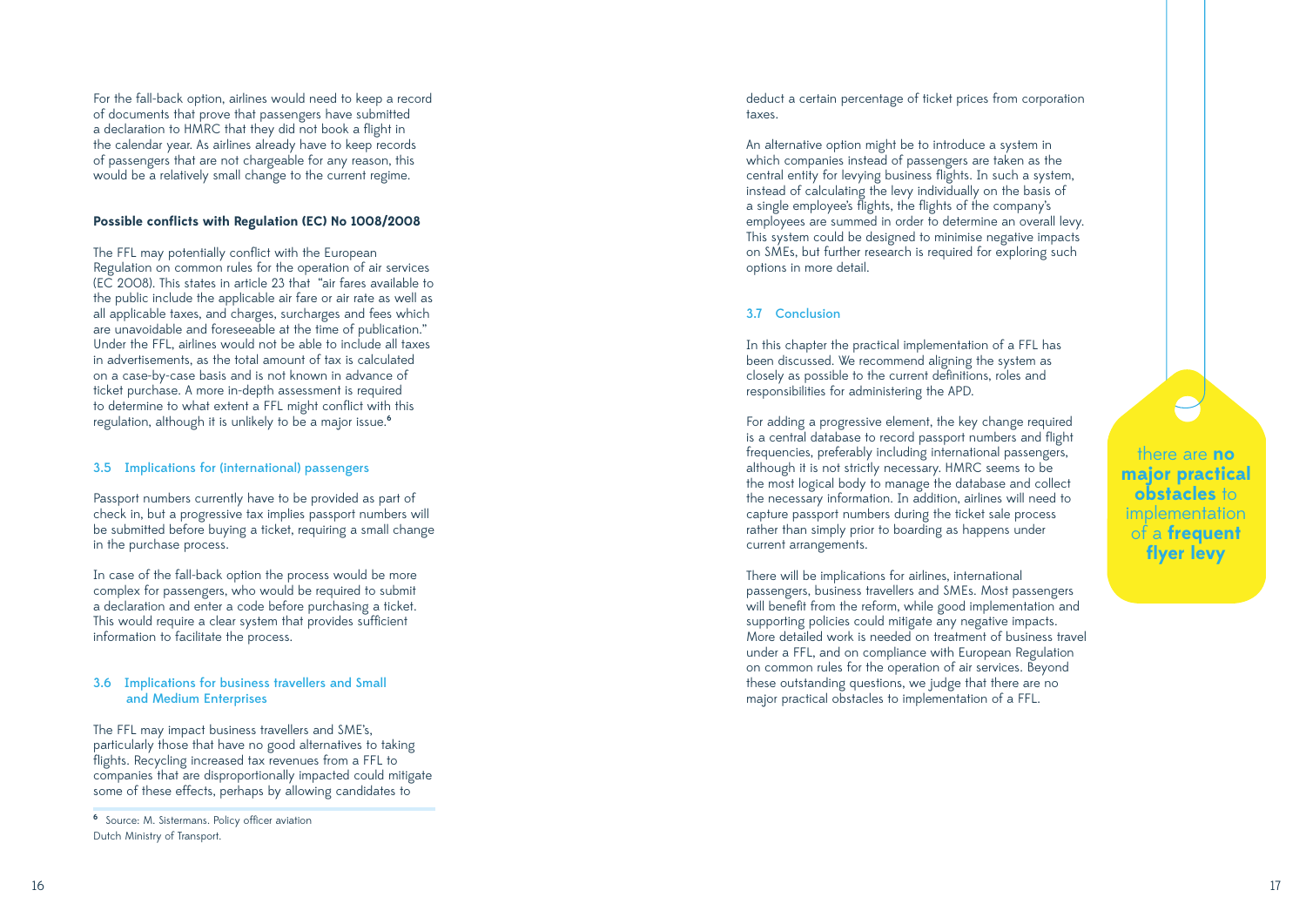For the fall-back option, airlines would need to keep a record of documents that prove that passengers have submitted a declaration to HMRC that they did not book a flight in the calendar year. As airlines already have to keep records of passengers that are not chargeable for any reason, this would be a relatively small change to the current regime.

**Possible conflicts with Regulation (EC) No 1008/2008**

The FFL may potentially conflict with the European Regulation on common rules for the operation of air services (EC 2008). This states in article 23 that "air fares available to the public include the applicable air fare or air rate as well as all applicable taxes, and charges, surcharges and fees which are unavoidable and foreseeable at the time of publication." Under the FFL, airlines would not be able to include all taxes in advertisements, as the total amount of tax is calculated on a case-by-case basis and is not known in advance of ticket purchase. A more in-depth assessment is required to determine to what extent a FFL might conflict with this regulation, although it is unlikely to be a major issue.[6]

### 3.5 Implications for (international) passengers

Passport numbers currently have to be provided as part of check in, but a progressive tax implies passport numbers will be submitted before buying a ticket, requiring a small change in the purchase process.

In case of the fall-back option the process would be more complex for passengers, who would be required to submit a declaration and enter a code before purchasing a ticket. This would require a clear system that provides sufficient information to facilitate the process.

### 3.6 Implications for business travellers and Small and Medium Enterprises

The FFL may impact business travellers and SME's, particularly those that have no good alternatives to taking flights. Recycling increased tax revenues from a FFL to companies that are disproportionally impacted could mitigate some of these effects, perhaps by allowing candidates to deduct a certain percentage of ticket prices from corporation taxes.

An alternative option might be to introduce a system in which companies instead of passengers are taken as the central entity for levying business flights. In such a system, instead of calculating the levy individually on the basis of a single employee's flights, the flights of the company's employees are summed in order to determine an overall levy. This system could be designed to minimise negative impacts on SMEs, but further research is required for exploring such options in more detail.

### 3.7 Conclusion

In this chapter the practical implementation of a FFL has been discussed. We recommend aligning the system as closely as possible to the current definitions, roles and responsibilities for administering the APD.

For adding a progressive element, the key change required is a central database to record passport numbers and flight frequencies, preferably including international passengers, although it is not strictly necessary. HMRC seems to be the most logical body to manage the database and collect the necessary information. In addition, airlines will need to capture passport numbers during the ticket sale process rather than simply prior to boarding as happens under current arrangements.

There will be implications for airlines, international passengers, business travellers and SMEs. Most passengers will benefit from the reform, while good implementation and supporting policies could mitigate any negative impacts. More detailed work is needed on treatment of business travel under a FFL, and on compliance with European Regulation on common rules for the operation of air services. Beyond these outstanding questions, we judge that there are no major practical obstacles to implementation of a FFL.

there are **no major practical obstacles** to implementation of a **frequent flyer levy**

[6] Source: M. Sistermans. Policy officer aviation Dutch Ministry of Transport.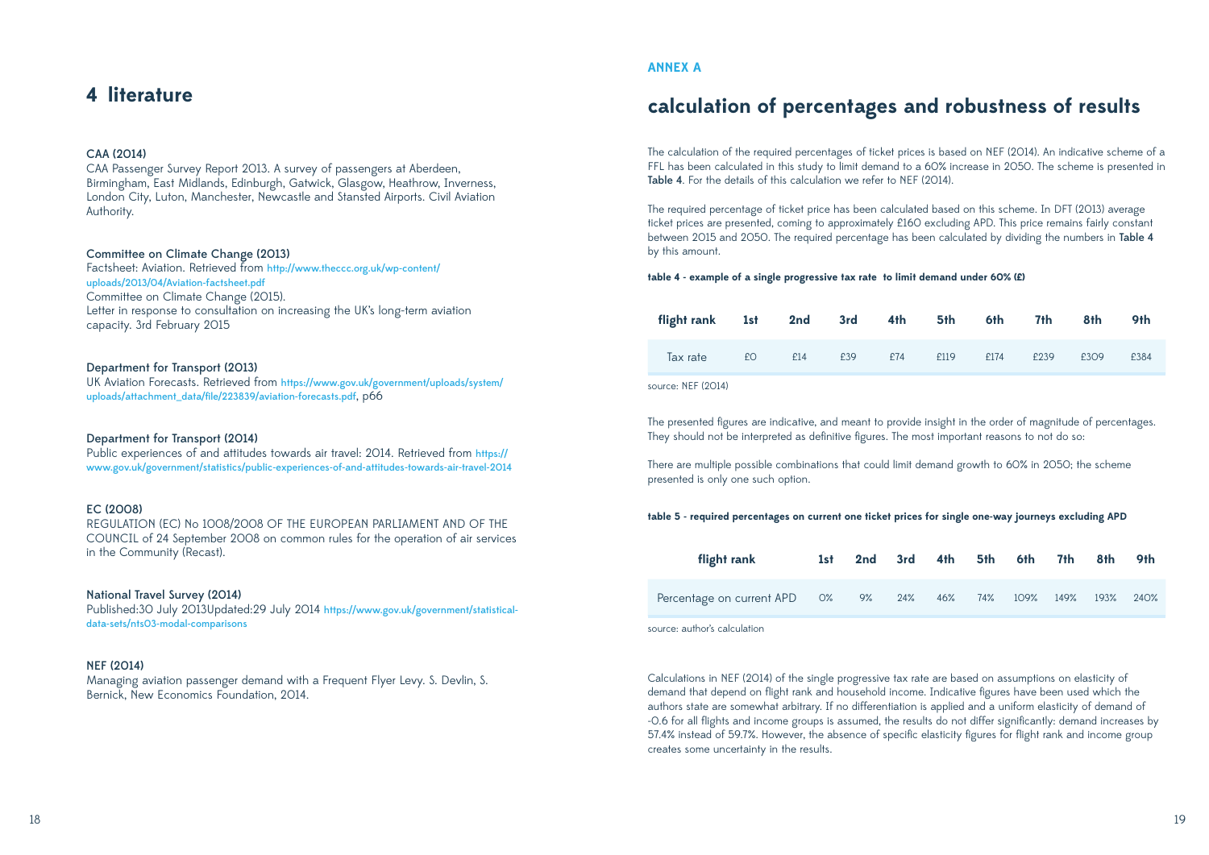## 4 literature

**CAA (2014)**
CAA Passenger Survey Report 2013. A survey of passengers at Aberdeen, Birmingham, East Midlands, Edinburgh, Gatwick, Glasgow, Heathrow, Inverness, London City, Luton, Manchester, Newcastle and Stansted Airports. Civil Aviation Authority.

**Committee on Climate Change (2013)**
Factsheet: Aviation. Retrieved from http://www.theccc.org.uk/wp-content/uploads/2013/04/Aviation-factsheet.pdf
Committee on Climate Change (2015).
Letter in response to consultation on increasing the UK's long-term aviation capacity. 3rd February 2015

**Department for Transport (2013)**
UK Aviation Forecasts. Retrieved from https://www.gov.uk/government/uploads/system/uploads/attachment_data/file/223839/aviation-forecasts.pdf, p66

**Department for Transport (2014)**
Public experiences of and attitudes towards air travel: 2014. Retrieved from https://www.gov.uk/government/statistics/public-experiences-of-and-attitudes-towards-air-travel-2014

**EC (2008)**
REGULATION (EC) No 1008/2008 OF THE EUROPEAN PARLIAMENT AND OF THE COUNCIL of 24 September 2008 on common rules for the operation of air services in the Community (Recast).

**National Travel Survey (2014)**
Published:30 July 2013Updated:29 July 2014 https://www.gov.uk/government/statistical-data-sets/nts03-modal-comparisons

**NEF (2014)**
Managing aviation passenger demand with a Frequent Flyer Levy. S. Devlin, S. Bernick, New Economics Foundation, 2014.

**ANNEX A**

## calculation of percentages and robustness of results

The calculation of the required percentages of ticket prices is based on NEF (2014). An indicative scheme of a FFL has been calculated in this study to limit demand to a 60% increase in 2050. The scheme is presented in **Table 4**. For the details of this calculation we refer to NEF (2014).

The required percentage of ticket price has been calculated based on this scheme. In DFT (2013) average ticket prices are presented, coming to approximately £160 excluding APD. This price remains fairly constant between 2015 and 2050. The required percentage has been calculated by dividing the numbers in **Table 4** by this amount.

**table 4 - example of a single progressive tax rate to limit demand under 60% (£)**

| flight rank | 1st | 2nd | 3rd | 4th | 5th | 6th | 7th | 8th | 9th |
|---|---|---|---|---|---|---|---|---|---|
| Tax rate | £0 | £14 | £39 | £74 | £119 | £174 | £239 | £309 | £384 |

source: NEF (2014)

The presented figures are indicative, and meant to provide insight in the order of magnitude of percentages. They should not be interpreted as definitive figures. The most important reasons to not do so:

There are multiple possible combinations that could limit demand growth to 60% in 2050; the scheme presented is only one such option.

**table 5 - required percentages on current one ticket prices for single one-way journeys excluding APD**

| flight rank | 1st | 2nd | 3rd | 4th | 5th | 6th | 7th | 8th | 9th |
|---|---|---|---|---|---|---|---|---|---|
| Percentage on current APD | 0% | 9% | 24% | 46% | 74% | 109% | 149% | 193% | 240% |

source: author's calculation

Calculations in NEF (2014) of the single progressive tax rate are based on assumptions on elasticity of demand that depend on flight rank and household income. Indicative figures have been used which the authors state are somewhat arbitrary. If no differentiation is applied and a uniform elasticity of demand of -0.6 for all flights and income groups is assumed, the results do not differ significantly: demand increases by 57.4% instead of 59.7%. However, the absence of specific elasticity figures for flight rank and income group creates some uncertainty in the results.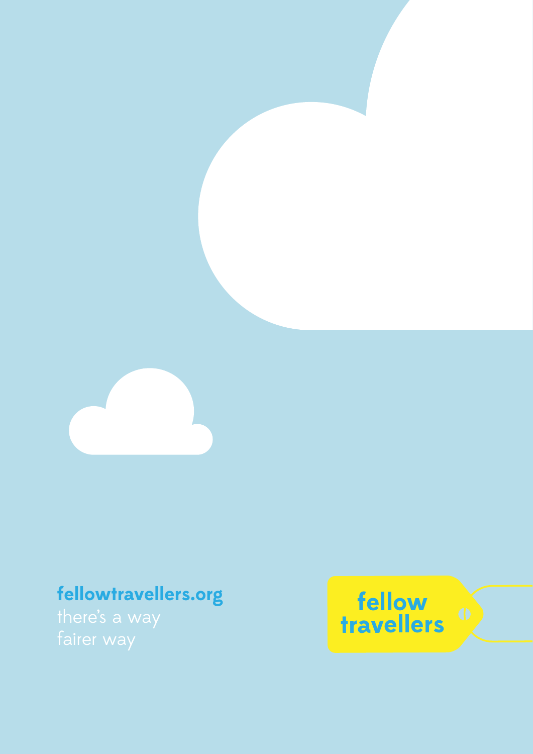**fellowtravellers.org**

there's a way
fairer way

**fellow travellers**